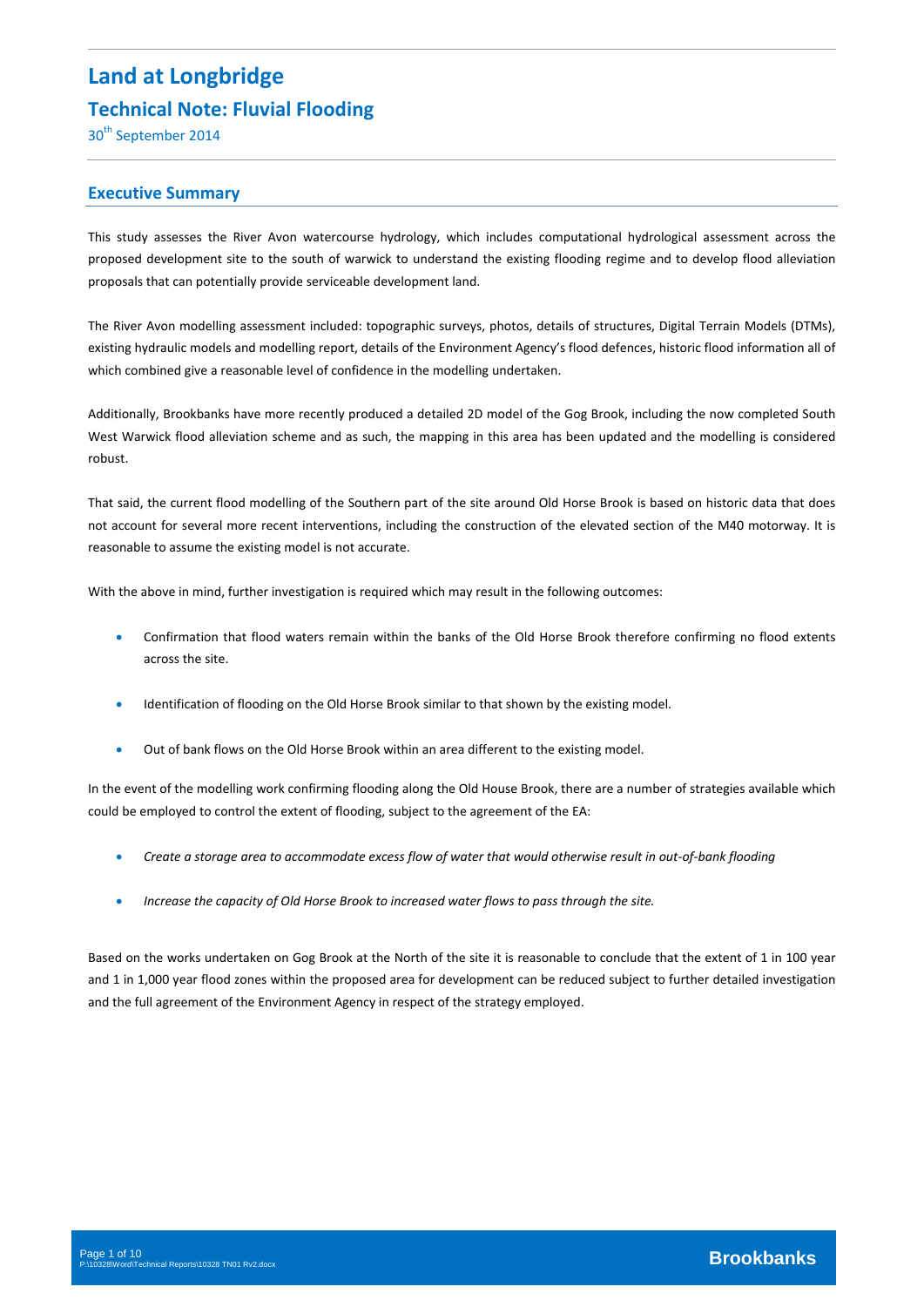# Land at Longbridge

## Technical Note: Fluvial Flooding

30th September 2014

## Executive Summary

This study assesses the River Avon watercourse hydrology, which includes computational hydrological assessment across the proposed development site to the south of warwick to understand the existing flooding regime and to develop flood alleviation proposals that can potentially provide serviceable development land.

The River Avon modelling assessment included: topographic surveys, photos, details of structures, Digital Terrain Models (DTMs), existing hydraulic models and modelling report, details of the Environment Agency's flood defences, historic flood information all of which combined give a reasonable level of confidence in the modelling undertaken.

Additionally, Brookbanks have more recently produced a detailed 2D model of the Gog Brook, including the now completed South West Warwick flood alleviation scheme and as such, the mapping in this area has been updated and the modelling is considered robust.

That said, the current flood modelling of the Southern part of the site around Old Horse Brook is based on historic data that does not account for several more recent interventions, including the construction of the elevated section of the M40 motorway. It is reasonable to assume the existing model is not accurate.

With the above in mind, further investigation is required which may result in the following outcomes:

- Confirmation that flood waters remain within the banks of the Old Horse Brook therefore confirming no flood extents across the site.
- Identification of flooding on the Old Horse Brook similar to that shown by the existing model.
- Out of bank flows on the Old Horse Brook within an area different to the existing model.

In the event of the modelling work confirming flooding along the Old House Brook, there are a number of strategies available which could be employed to control the extent of flooding, subject to the agreement of the EA:

- *Create a storage area to accommodate excess flow of water that would otherwise result in out-of-bank flooding*
- *Increase the capacity of Old Horse Brook to increased water flows to pass through the site.*

Based on the works undertaken on Gog Brook at the North of the site it is reasonable to conclude that the extent of 1 in 100 year and 1 in 1,000 year flood zones within the proposed area for development can be reduced subject to further detailed investigation and the full agreement of the Environment Agency in respect of the strategy employed.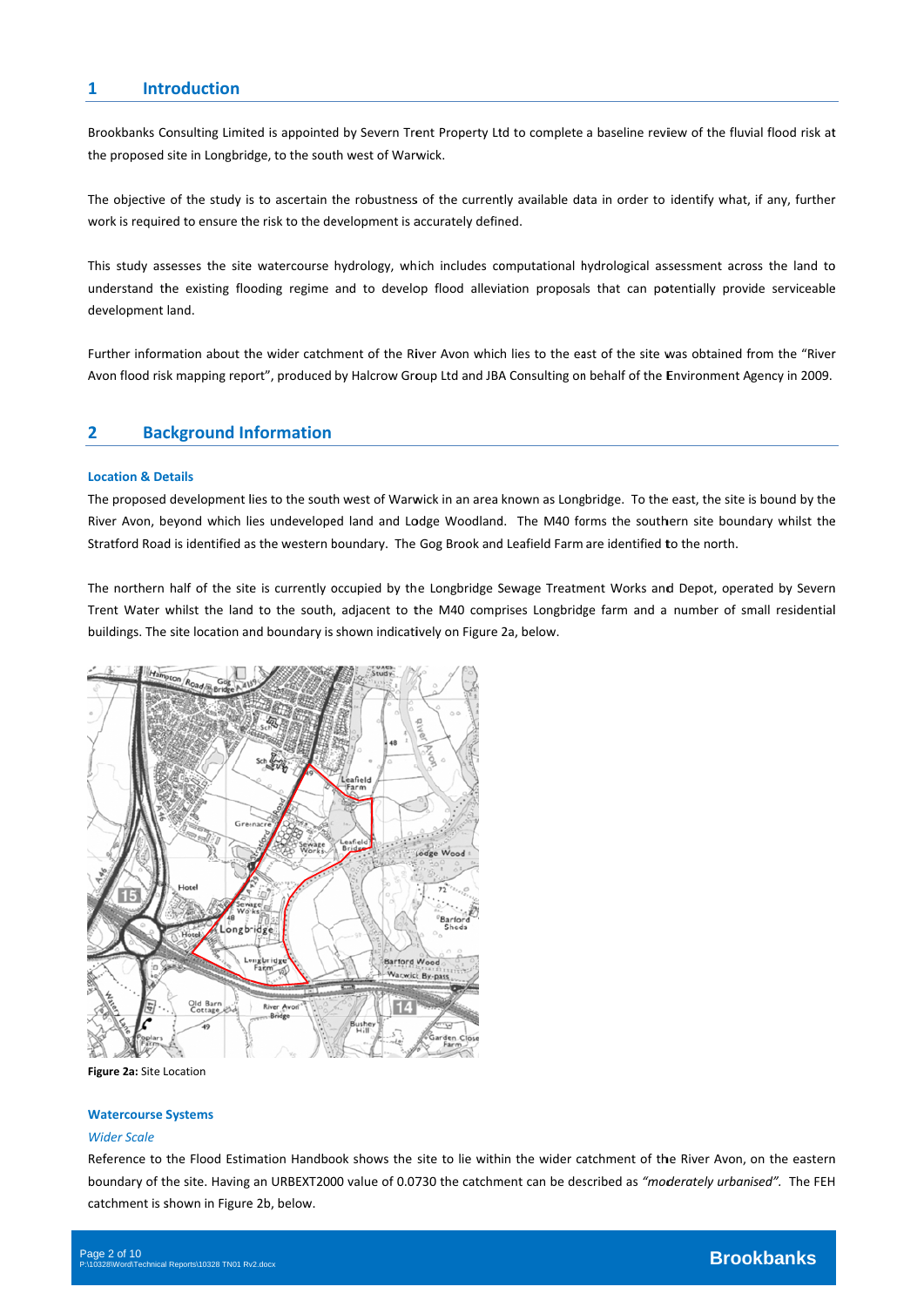## 1 Introduction

Brookbanks Consulting Limited is appointed by Severn Trent Property Ltd to complete a baseline review of the fluvial flood risk at the proposed site in Longbridge, to the south west of Warwick.

The objective of the study is to ascertain the robustness of the currently available data in order to identify what, if any, further work is required to ensure the risk to the development is accurately defined.

This study assesses the site watercourse hydrology, which includes computational hydrological assessment across the land to understand the existing flooding regime and to develop flood alleviation proposals that can potentially provide serviceable development land.

Further information about the wider catchment of the River Avon which lies to the east of the site was obtained from the "River Avon flood risk mapping report", produced by Halcrow Group Ltd and JBA Consulting on behalf of the Environment Agency in 2009.

## 2 Background Information

#### Location & Details

The proposed development lies to the south west of Warwick in an area known as Longbridge. To the east, the site is bound by the River Avon, beyond which lies undeveloped land and Lodge Woodland. The M40 forms the southern site boundary whilst the Stratford Road is identified as the western boundary. The Gog Brook and Leafield Farm are identified to the north.

The northern half of the site is currently occupied by the Longbridge Sewage Treatment Works and Depot, operated by Severn Trent Water whilst the land to the south, adjacent to the M40 comprises Longbridge farm and a number of small residential buildings. The site location and boundary is shown indicatively on Figure 2a, below.

**Figure 2a:** Site Location

#### Watercourse Systems

*Wider Scale*

Reference to the Flood Estimation Handbook shows the site to lie within the wider catchment of the River Avon, on the eastern boundary of the site. Having an URBEXT2000 value of 0.0730 the catchment can be described as *"moderately urbanised"*. The FEH catchment is shown in Figure 2b, below.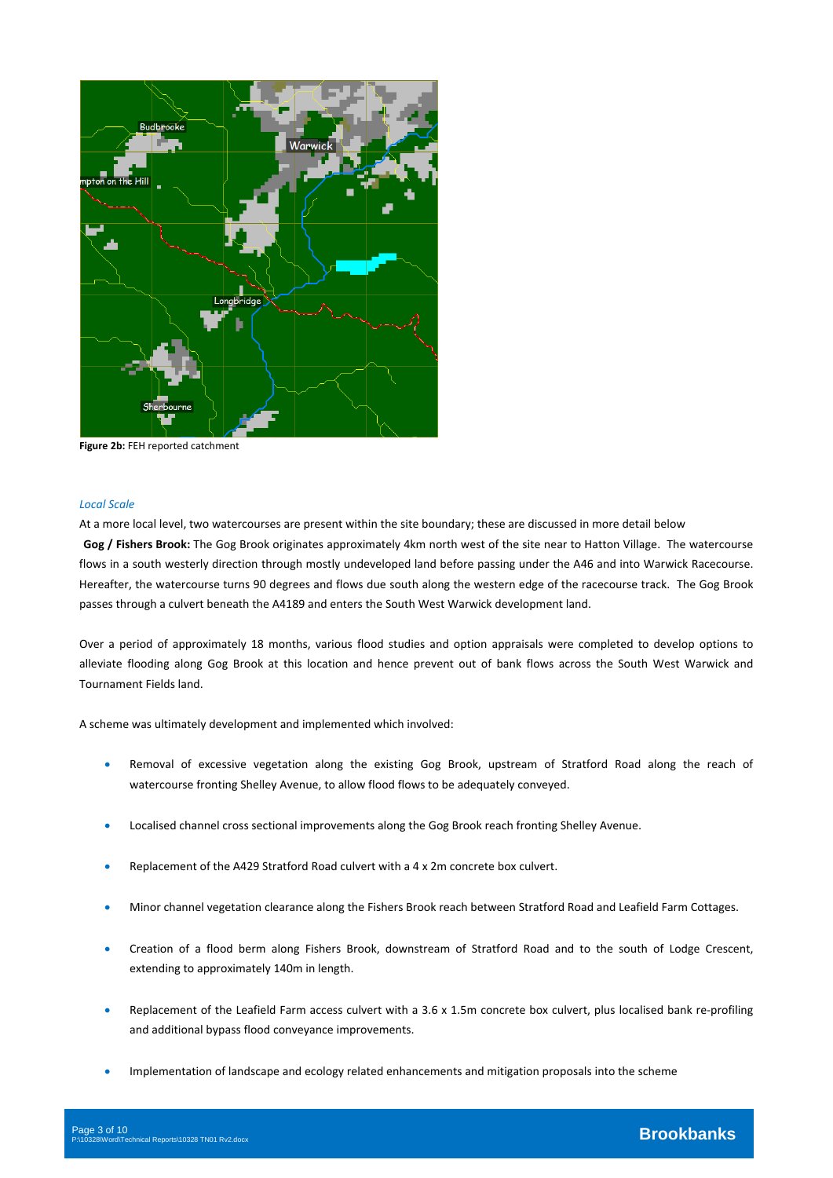**Figure 2b:** FEH reported catchment

*Local Scale*

At a more local level, two watercourses are present within the site boundary; these are discussed in more detail below

**Gog / Fishers Brook:** The Gog Brook originates approximately 4km north west of the site near to Hatton Village. The watercourse flows in a south westerly direction through mostly undeveloped land before passing under the A46 and into Warwick Racecourse. Hereafter, the watercourse turns 90 degrees and flows due south along the western edge of the racecourse track. The Gog Brook passes through a culvert beneath the A4189 and enters the South West Warwick development land.

Over a period of approximately 18 months, various flood studies and option appraisals were completed to develop options to alleviate flooding along Gog Brook at this location and hence prevent out of bank flows across the South West Warwick and Tournament Fields land.

A scheme was ultimately development and implemented which involved:

- Removal of excessive vegetation along the existing Gog Brook, upstream of Stratford Road along the reach of watercourse fronting Shelley Avenue, to allow flood flows to be adequately conveyed.
- Localised channel cross sectional improvements along the Gog Brook reach fronting Shelley Avenue.
- Replacement of the A429 Stratford Road culvert with a 4 x 2m concrete box culvert.
- Minor channel vegetation clearance along the Fishers Brook reach between Stratford Road and Leafield Farm Cottages.
- Creation of a flood berm along Fishers Brook, downstream of Stratford Road and to the south of Lodge Crescent, extending to approximately 140m in length.
- Replacement of the Leafield Farm access culvert with a 3.6 x 1.5m concrete box culvert, plus localised bank re-profiling and additional bypass flood conveyance improvements.
- Implementation of landscape and ecology related enhancements and mitigation proposals into the scheme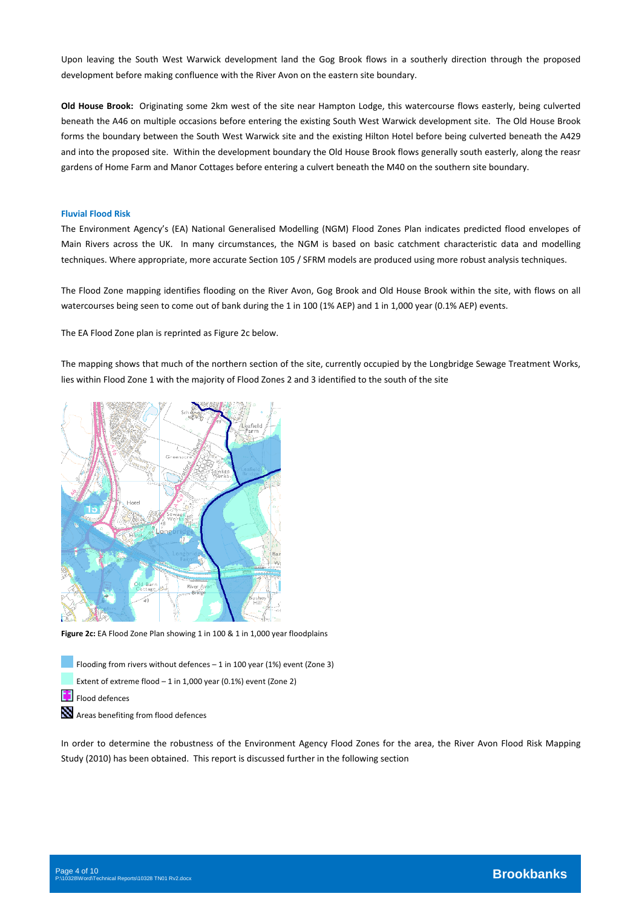Upon leaving the South West Warwick development land the Gog Brook flows in a southerly direction through the proposed development before making confluence with the River Avon on the eastern site boundary.

**Old House Brook:** Originating some 2km west of the site near Hampton Lodge, this watercourse flows easterly, being culverted beneath the A46 on multiple occasions before entering the existing South West Warwick development site. The Old House Brook forms the boundary between the South West Warwick site and the existing Hilton Hotel before being culverted beneath the A429 and into the proposed site. Within the development boundary the Old House Brook flows generally south easterly, along the reasr gardens of Home Farm and Manor Cottages before entering a culvert beneath the M40 on the southern site boundary.

### Fluvial Flood Risk

The Environment Agency's (EA) National Generalised Modelling (NGM) Flood Zones Plan indicates predicted flood envelopes of Main Rivers across the UK. In many circumstances, the NGM is based on basic catchment characteristic data and modelling techniques. Where appropriate, more accurate Section 105 / SFRM models are produced using more robust analysis techniques.

The Flood Zone mapping identifies flooding on the River Avon, Gog Brook and Old House Brook within the site, with flows on all watercourses being seen to come out of bank during the 1 in 100 (1% AEP) and 1 in 1,000 year (0.1% AEP) events.

The EA Flood Zone plan is reprinted as Figure 2c below.

The mapping shows that much of the northern section of the site, currently occupied by the Longbridge Sewage Treatment Works, lies within Flood Zone 1 with the majority of Flood Zones 2 and 3 identified to the south of the site

**Figure 2c:** EA Flood Zone Plan showing 1 in 100 & 1 in 1,000 year floodplains

- Flooding from rivers without defences – 1 in 100 year (1%) event (Zone 3)
- Extent of extreme flood – 1 in 1,000 year (0.1%) event (Zone 2)
- Flood defences
- Areas benefiting from flood defences

In order to determine the robustness of the Environment Agency Flood Zones for the area, the River Avon Flood Risk Mapping Study (2010) has been obtained. This report is discussed further in the following section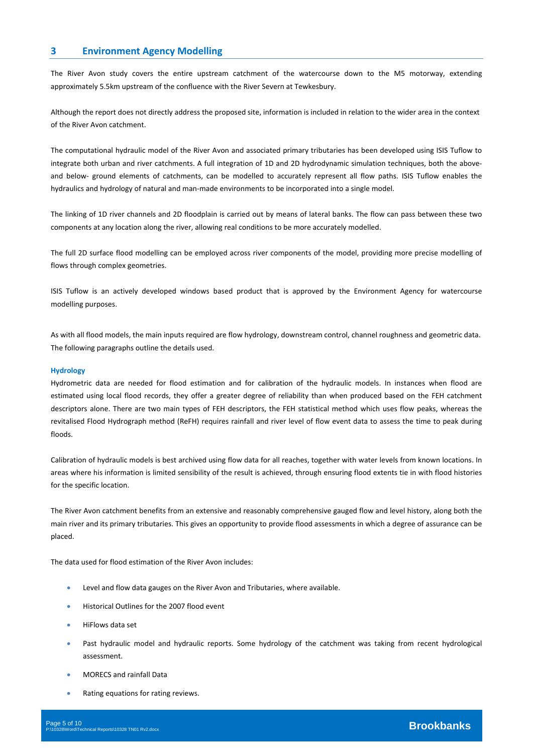## 3 Environment Agency Modelling

The River Avon study covers the entire upstream catchment of the watercourse down to the M5 motorway, extending approximately 5.5km upstream of the confluence with the River Severn at Tewkesbury.

Although the report does not directly address the proposed site, information is included in relation to the wider area in the context of the River Avon catchment.

The computational hydraulic model of the River Avon and associated primary tributaries has been developed using ISIS Tuflow to integrate both urban and river catchments. A full integration of 1D and 2D hydrodynamic simulation techniques, both the above- and below- ground elements of catchments, can be modelled to accurately represent all flow paths. ISIS Tuflow enables the hydraulics and hydrology of natural and man-made environments to be incorporated into a single model.

The linking of 1D river channels and 2D floodplain is carried out by means of lateral banks. The flow can pass between these two components at any location along the river, allowing real conditions to be more accurately modelled.

The full 2D surface flood modelling can be employed across river components of the model, providing more precise modelling of flows through complex geometries.

ISIS Tuflow is an actively developed windows based product that is approved by the Environment Agency for watercourse modelling purposes.

As with all flood models, the main inputs required are flow hydrology, downstream control, channel roughness and geometric data. The following paragraphs outline the details used.

#### Hydrology

Hydrometric data are needed for flood estimation and for calibration of the hydraulic models. In instances when flood are estimated using local flood records, they offer a greater degree of reliability than when produced based on the FEH catchment descriptors alone. There are two main types of FEH descriptors, the FEH statistical method which uses flow peaks, whereas the revitalised Flood Hydrograph method (ReFH) requires rainfall and river level of flow event data to assess the time to peak during floods.

Calibration of hydraulic models is best archived using flow data for all reaches, together with water levels from known locations. In areas where his information is limited sensibility of the result is achieved, through ensuring flood extents tie in with flood histories for the specific location.

The River Avon catchment benefits from an extensive and reasonably comprehensive gauged flow and level history, along both the main river and its primary tributaries. This gives an opportunity to provide flood assessments in which a degree of assurance can be placed.

The data used for flood estimation of the River Avon includes:

- Level and flow data gauges on the River Avon and Tributaries, where available.
- Historical Outlines for the 2007 flood event
- HiFlows data set
- Past hydraulic model and hydraulic reports. Some hydrology of the catchment was taking from recent hydrological assessment.
- MORECS and rainfall Data
- Rating equations for rating reviews.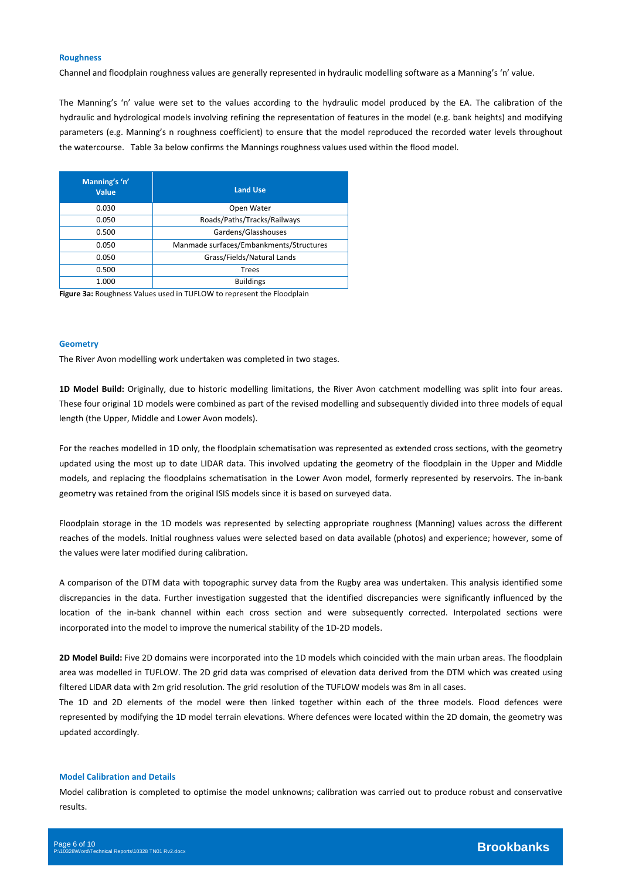### Roughness

Channel and floodplain roughness values are generally represented in hydraulic modelling software as a Manning's 'n' value.

The Manning's 'n' value were set to the values according to the hydraulic model produced by the EA. The calibration of the hydraulic and hydrological models involving refining the representation of features in the model (e.g. bank heights) and modifying parameters (e.g. Manning's n roughness coefficient) to ensure that the model reproduced the recorded water levels throughout the watercourse. Table 3a below confirms the Mannings roughness values used within the flood model.

| Manning's 'n' Value | Land Use |
|---|---|
| 0.030 | Open Water |
| 0.050 | Roads/Paths/Tracks/Railways |
| 0.500 | Gardens/Glasshouses |
| 0.050 | Manmade surfaces/Embankments/Structures |
| 0.050 | Grass/Fields/Natural Lands |
| 0.500 | Trees |
| 1.000 | Buildings |

**Figure 3a:** Roughness Values used in TUFLOW to represent the Floodplain

### Geometry

The River Avon modelling work undertaken was completed in two stages.

**1D Model Build:** Originally, due to historic modelling limitations, the River Avon catchment modelling was split into four areas. These four original 1D models were combined as part of the revised modelling and subsequently divided into three models of equal length (the Upper, Middle and Lower Avon models).

For the reaches modelled in 1D only, the floodplain schematisation was represented as extended cross sections, with the geometry updated using the most up to date LIDAR data. This involved updating the geometry of the floodplain in the Upper and Middle models, and replacing the floodplains schematisation in the Lower Avon model, formerly represented by reservoirs. The in-bank geometry was retained from the original ISIS models since it is based on surveyed data.

Floodplain storage in the 1D models was represented by selecting appropriate roughness (Manning) values across the different reaches of the models. Initial roughness values were selected based on data available (photos) and experience; however, some of the values were later modified during calibration.

A comparison of the DTM data with topographic survey data from the Rugby area was undertaken. This analysis identified some discrepancies in the data. Further investigation suggested that the identified discrepancies were significantly influenced by the location of the in-bank channel within each cross section and were subsequently corrected. Interpolated sections were incorporated into the model to improve the numerical stability of the 1D-2D models.

**2D Model Build:** Five 2D domains were incorporated into the 1D models which coincided with the main urban areas. The floodplain area was modelled in TUFLOW. The 2D grid data was comprised of elevation data derived from the DTM which was created using filtered LIDAR data with 2m grid resolution. The grid resolution of the TUFLOW models was 8m in all cases.

The 1D and 2D elements of the model were then linked together within each of the three models. Flood defences were represented by modifying the 1D model terrain elevations. Where defences were located within the 2D domain, the geometry was updated accordingly.

### Model Calibration and Details

Model calibration is completed to optimise the model unknowns; calibration was carried out to produce robust and conservative results.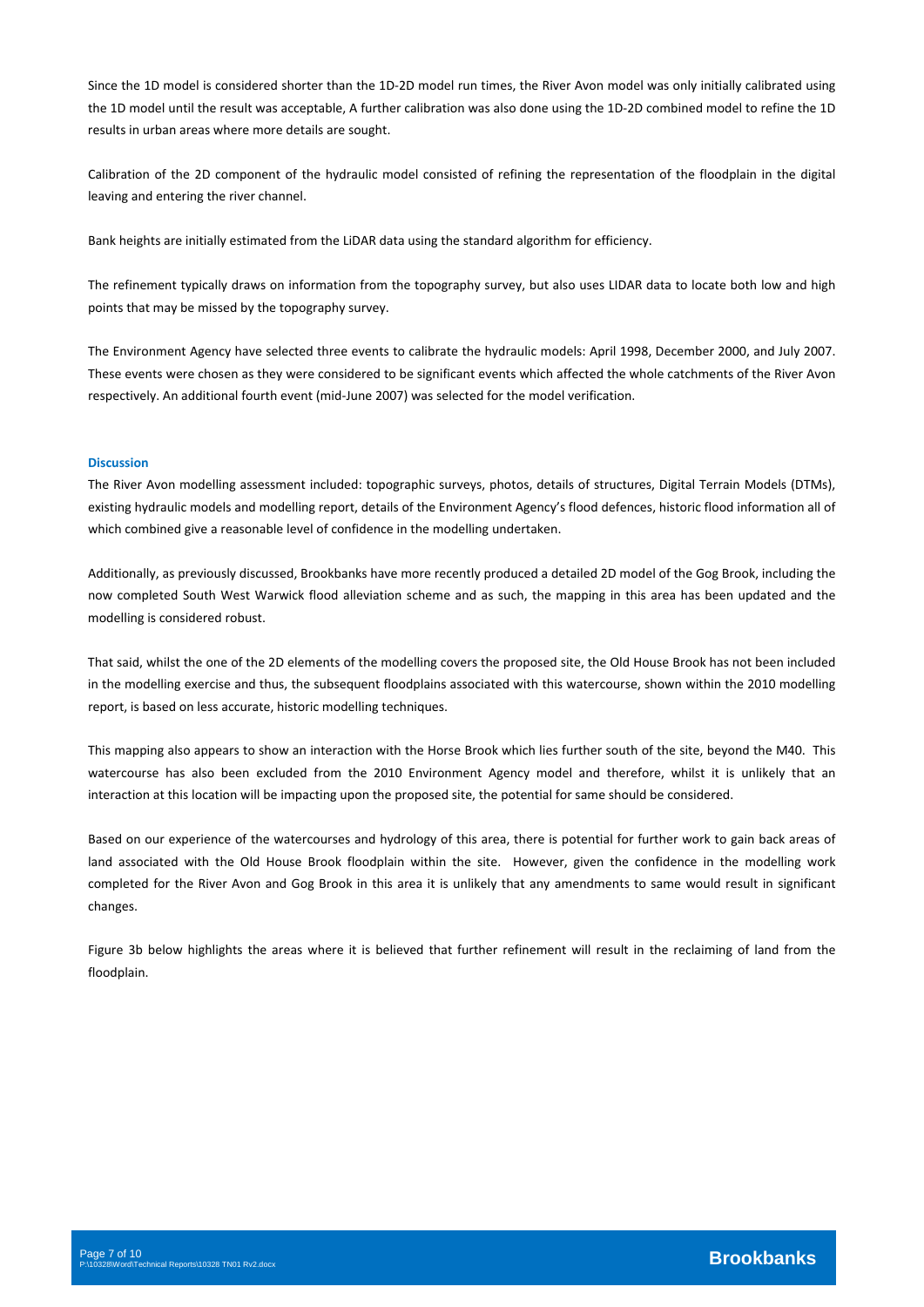Since the 1D model is considered shorter than the 1D-2D model run times, the River Avon model was only initially calibrated using the 1D model until the result was acceptable, A further calibration was also done using the 1D-2D combined model to refine the 1D results in urban areas where more details are sought.

Calibration of the 2D component of the hydraulic model consisted of refining the representation of the floodplain in the digital leaving and entering the river channel.

Bank heights are initially estimated from the LiDAR data using the standard algorithm for efficiency.

The refinement typically draws on information from the topography survey, but also uses LIDAR data to locate both low and high points that may be missed by the topography survey.

The Environment Agency have selected three events to calibrate the hydraulic models: April 1998, December 2000, and July 2007. These events were chosen as they were considered to be significant events which affected the whole catchments of the River Avon respectively. An additional fourth event (mid-June 2007) was selected for the model verification.

**Discussion**

The River Avon modelling assessment included: topographic surveys, photos, details of structures, Digital Terrain Models (DTMs), existing hydraulic models and modelling report, details of the Environment Agency's flood defences, historic flood information all of which combined give a reasonable level of confidence in the modelling undertaken.

Additionally, as previously discussed, Brookbanks have more recently produced a detailed 2D model of the Gog Brook, including the now completed South West Warwick flood alleviation scheme and as such, the mapping in this area has been updated and the modelling is considered robust.

That said, whilst the one of the 2D elements of the modelling covers the proposed site, the Old House Brook has not been included in the modelling exercise and thus, the subsequent floodplains associated with this watercourse, shown within the 2010 modelling report, is based on less accurate, historic modelling techniques.

This mapping also appears to show an interaction with the Horse Brook which lies further south of the site, beyond the M40. This watercourse has also been excluded from the 2010 Environment Agency model and therefore, whilst it is unlikely that an interaction at this location will be impacting upon the proposed site, the potential for same should be considered.

Based on our experience of the watercourses and hydrology of this area, there is potential for further work to gain back areas of land associated with the Old House Brook floodplain within the site. However, given the confidence in the modelling work completed for the River Avon and Gog Brook in this area it is unlikely that any amendments to same would result in significant changes.

Figure 3b below highlights the areas where it is believed that further refinement will result in the reclaiming of land from the floodplain.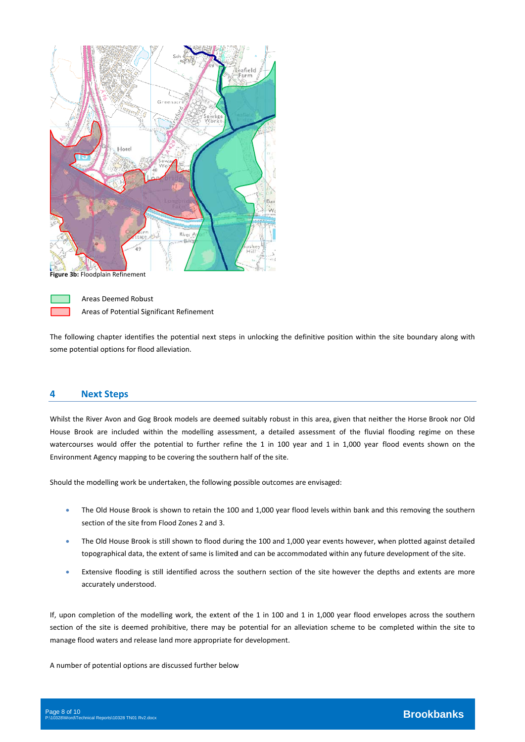**Figure 3b:** Floodplain Refinement

Areas Deemed Robust

Areas of Potential Significant Refinement

The following chapter identifies the potential next steps in unlocking the definitive position within the site boundary along with some potential options for flood alleviation.

## 4 Next Steps

Whilst the River Avon and Gog Brook models are deemed suitably robust in this area, given that neither the Horse Brook nor Old House Brook are included within the modelling assessment, a detailed assessment of the fluvial flooding regime on these watercourses would offer the potential to further refine the 1 in 100 year and 1 in 1,000 year flood events shown on the Environment Agency mapping to be covering the southern half of the site.

Should the modelling work be undertaken, the following possible outcomes are envisaged:

- The Old House Brook is shown to retain the 100 and 1,000 year flood levels within bank and this removing the southern section of the site from Flood Zones 2 and 3.
- The Old House Brook is still shown to flood during the 100 and 1,000 year events however, when plotted against detailed topographical data, the extent of same is limited and can be accommodated within any future development of the site.
- Extensive flooding is still identified across the southern section of the site however the depths and extents are more accurately understood.

If, upon completion of the modelling work, the extent of the 1 in 100 and 1 in 1,000 year flood envelopes across the southern section of the site is deemed prohibitive, there may be potential for an alleviation scheme to be completed within the site to manage flood waters and release land more appropriate for development.

A number of potential options are discussed further below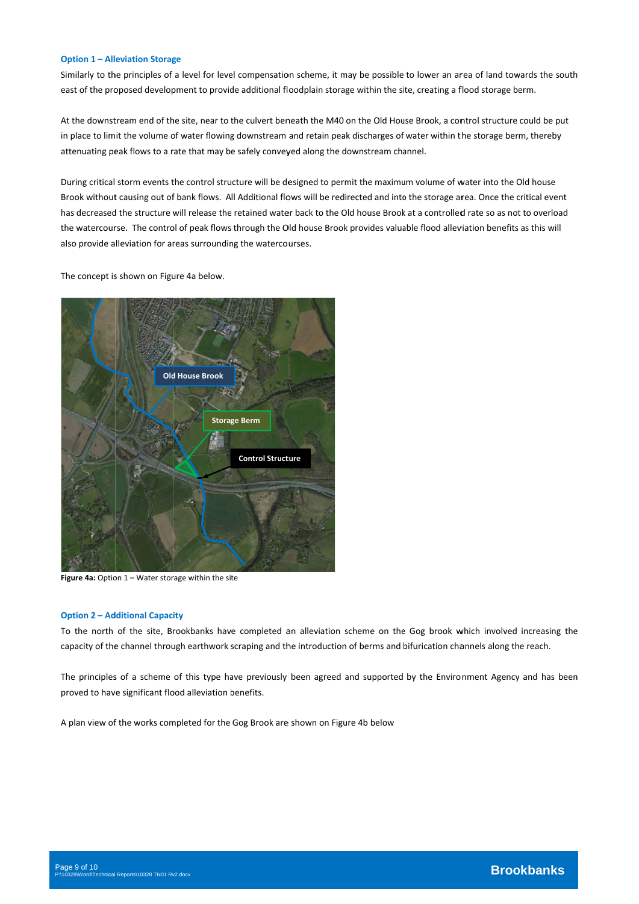### Option 1 – Alleviation Storage

Similarly to the principles of a level for level compensation scheme, it may be possible to lower an area of land towards the south east of the proposed development to provide additional floodplain storage within the site, creating a flood storage berm.

At the downstream end of the site, near to the culvert beneath the M40 on the Old House Brook, a control structure could be put in place to limit the volume of water flowing downstream and retain peak discharges of water within the storage berm, thereby attenuating peak flows to a rate that may be safely conveyed along the downstream channel.

During critical storm events the control structure will be designed to permit the maximum volume of water into the Old house Brook without causing out of bank flows. All Additional flows will be redirected and into the storage area. Once the critical event has decreased the structure will release the retained water back to the Old house Brook at a controlled rate so as not to overload the watercourse. The control of peak flows through the Old house Brook provides valuable flood alleviation benefits as this will also provide alleviation for areas surrounding the watercourses.

The concept is shown on Figure 4a below.

**Figure 4a:** Option 1 – Water storage within the site

### Option 2 – Additional Capacity

To the north of the site, Brookbanks have completed an alleviation scheme on the Gog brook which involved increasing the capacity of the channel through earthwork scraping and the introduction of berms and bifurication channels along the reach.

The principles of a scheme of this type have previously been agreed and supported by the Environment Agency and has been proved to have significant flood alleviation benefits.

A plan view of the works completed for the Gog Brook are shown on Figure 4b below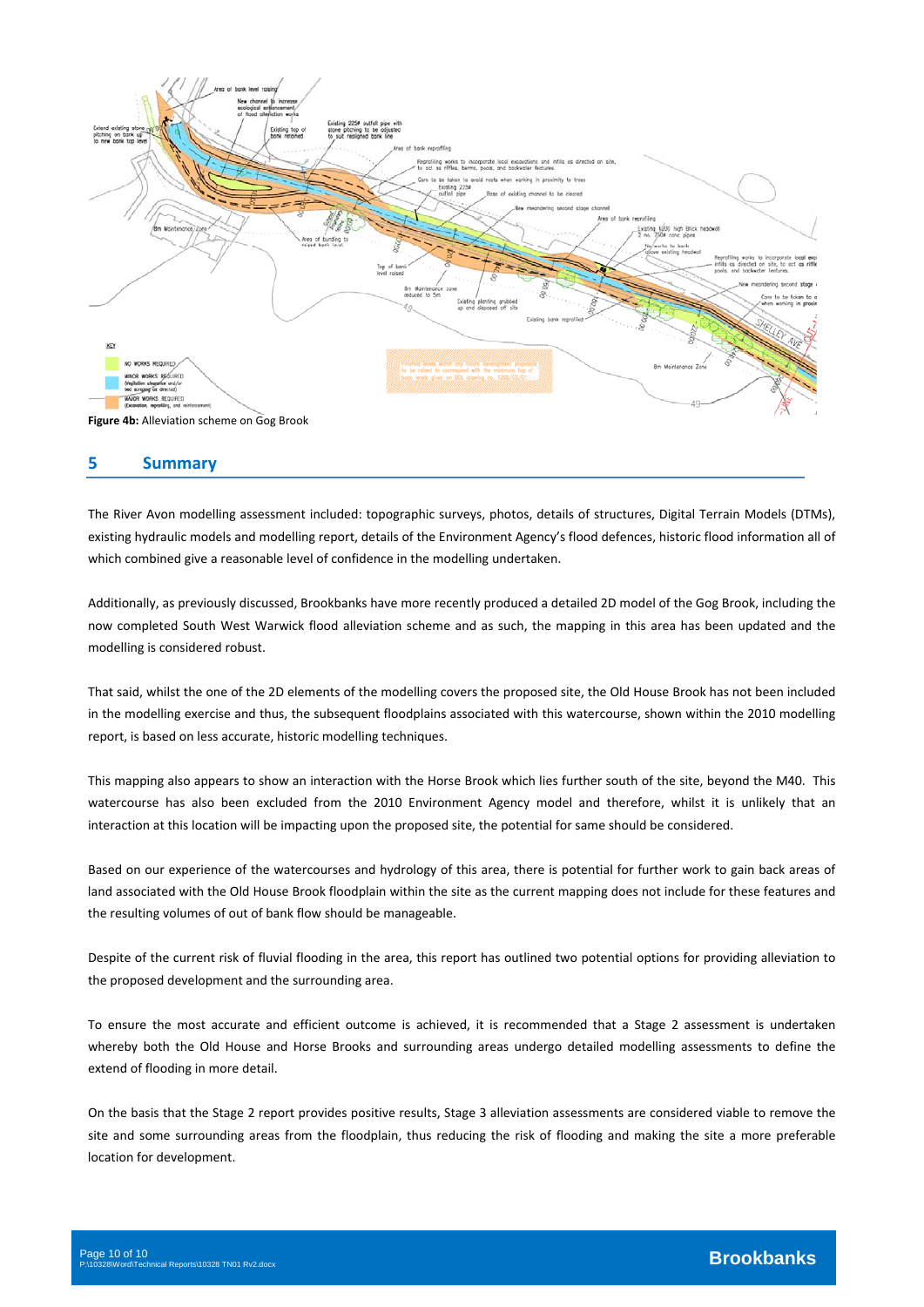**Figure 4b:** Alleviation scheme on Gog Brook

## 5 Summary

The River Avon modelling assessment included: topographic surveys, photos, details of structures, Digital Terrain Models (DTMs), existing hydraulic models and modelling report, details of the Environment Agency's flood defences, historic flood information all of which combined give a reasonable level of confidence in the modelling undertaken.

Additionally, as previously discussed, Brookbanks have more recently produced a detailed 2D model of the Gog Brook, including the now completed South West Warwick flood alleviation scheme and as such, the mapping in this area has been updated and the modelling is considered robust.

That said, whilst the one of the 2D elements of the modelling covers the proposed site, the Old House Brook has not been included in the modelling exercise and thus, the subsequent floodplains associated with this watercourse, shown within the 2010 modelling report, is based on less accurate, historic modelling techniques.

This mapping also appears to show an interaction with the Horse Brook which lies further south of the site, beyond the M40. This watercourse has also been excluded from the 2010 Environment Agency model and therefore, whilst it is unlikely that an interaction at this location will be impacting upon the proposed site, the potential for same should be considered.

Based on our experience of the watercourses and hydrology of this area, there is potential for further work to gain back areas of land associated with the Old House Brook floodplain within the site as the current mapping does not include for these features and the resulting volumes of out of bank flow should be manageable.

Despite of the current risk of fluvial flooding in the area, this report has outlined two potential options for providing alleviation to the proposed development and the surrounding area.

To ensure the most accurate and efficient outcome is achieved, it is recommended that a Stage 2 assessment is undertaken whereby both the Old House and Horse Brooks and surrounding areas undergo detailed modelling assessments to define the extend of flooding in more detail.

On the basis that the Stage 2 report provides positive results, Stage 3 alleviation assessments are considered viable to remove the site and some surrounding areas from the floodplain, thus reducing the risk of flooding and making the site a more preferable location for development.